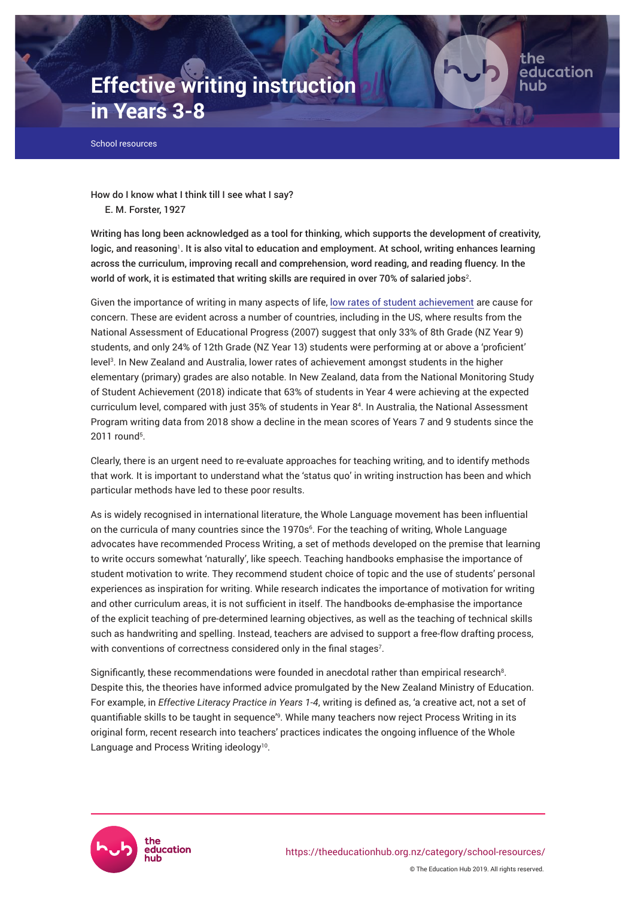# Effective writing instruction in Years 3-8

School resources

How do I know what I think till I see what I say?
E. M. Forster, 1927

**Writing has long been acknowledged as a tool for thinking, which supports the development of creativity, logic, and reasoning[1]. It is also vital to education and employment. At school, writing enhances learning across the curriculum, improving recall and comprehension, word reading, and reading fluency. In the world of work, it is estimated that writing skills are required in over 70% of salaried jobs[2].**

Given the importance of writing in many aspects of life, low rates of student achievement are cause for concern. These are evident across a number of countries, including in the US, where results from the National Assessment of Educational Progress (2007) suggest that only 33% of 8th Grade (NZ Year 9) students, and only 24% of 12th Grade (NZ Year 13) students were performing at or above a 'proficient' level[3]. In New Zealand and Australia, lower rates of achievement amongst students in the higher elementary (primary) grades are also notable. In New Zealand, data from the National Monitoring Study of Student Achievement (2018) indicate that 63% of students in Year 4 were achieving at the expected curriculum level, compared with just 35% of students in Year 8[4]. In Australia, the National Assessment Program writing data from 2018 show a decline in the mean scores of Years 7 and 9 students since the 2011 round[5].

Clearly, there is an urgent need to re-evaluate approaches for teaching writing, and to identify methods that work. It is important to understand what the 'status quo' in writing instruction has been and which particular methods have led to these poor results.

As is widely recognised in international literature, the Whole Language movement has been influential on the curricula of many countries since the 1970s[6]. For the teaching of writing, Whole Language advocates have recommended Process Writing, a set of methods developed on the premise that learning to write occurs somewhat 'naturally', like speech. Teaching handbooks emphasise the importance of student motivation to write. They recommend student choice of topic and the use of students' personal experiences as inspiration for writing. While research indicates the importance of motivation for writing and other curriculum areas, it is not sufficient in itself. The handbooks de-emphasise the importance of the explicit teaching of pre-determined learning objectives, as well as the teaching of technical skills such as handwriting and spelling. Instead, teachers are advised to support a free-flow drafting process, with conventions of correctness considered only in the final stages[7].

Significantly, these recommendations were founded in anecdotal rather than empirical research[8]. Despite this, the theories have informed advice promulgated by the New Zealand Ministry of Education. For example, in *Effective Literacy Practice in Years 1-4*, writing is defined as, 'a creative act, not a set of quantifiable skills to be taught in sequence'[9]. While many teachers now reject Process Writing in its original form, recent research into teachers' practices indicates the ongoing influence of the Whole Language and Process Writing ideology[10].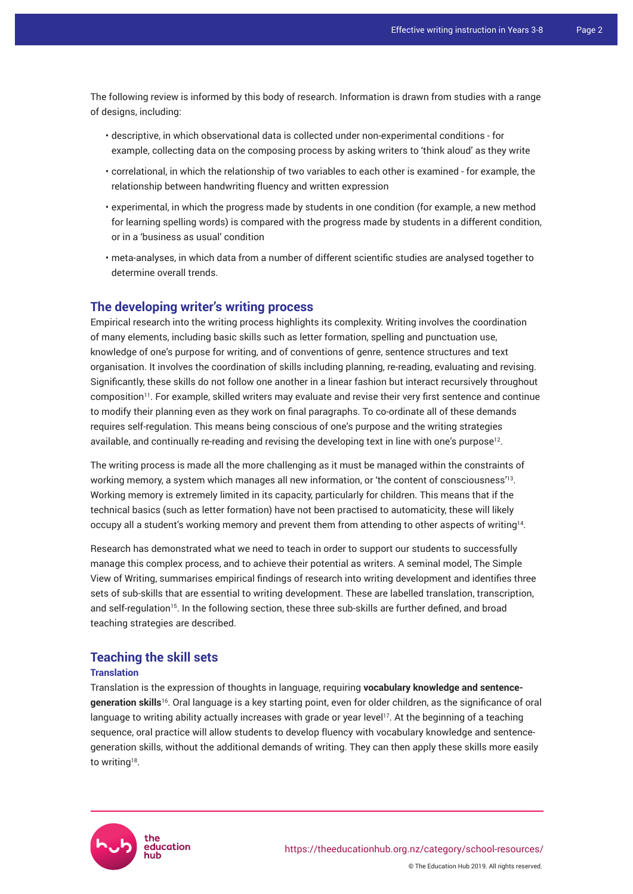The following review is informed by this body of research. Information is drawn from studies with a range of designs, including:

- descriptive, in which observational data is collected under non-experimental conditions - for example, collecting data on the composing process by asking writers to 'think aloud' as they write
- correlational, in which the relationship of two variables to each other is examined - for example, the relationship between handwriting fluency and written expression
- experimental, in which the progress made by students in one condition (for example, a new method for learning spelling words) is compared with the progress made by students in a different condition, or in a 'business as usual' condition
- meta-analyses, in which data from a number of different scientific studies are analysed together to determine overall trends.

## The developing writer's writing process

Empirical research into the writing process highlights its complexity. Writing involves the coordination of many elements, including basic skills such as letter formation, spelling and punctuation use, knowledge of one's purpose for writing, and of conventions of genre, sentence structures and text organisation. It involves the coordination of skills including planning, re-reading, evaluating and revising. Significantly, these skills do not follow one another in a linear fashion but interact recursively throughout composition[11]. For example, skilled writers may evaluate and revise their very first sentence and continue to modify their planning even as they work on final paragraphs. To co-ordinate all of these demands requires self-regulation. This means being conscious of one's purpose and the writing strategies available, and continually re-reading and revising the developing text in line with one's purpose[12].

The writing process is made all the more challenging as it must be managed within the constraints of working memory, a system which manages all new information, or 'the content of consciousness'[13]. Working memory is extremely limited in its capacity, particularly for children. This means that if the technical basics (such as letter formation) have not been practised to automaticity, these will likely occupy all a student's working memory and prevent them from attending to other aspects of writing[14].

Research has demonstrated what we need to teach in order to support our students to successfully manage this complex process, and to achieve their potential as writers. A seminal model, The Simple View of Writing, summarises empirical findings of research into writing development and identifies three sets of sub-skills that are essential to writing development. These are labelled translation, transcription, and self-regulation[15]. In the following section, these three sub-skills are further defined, and broad teaching strategies are described.

## Teaching the skill sets

### Translation

Translation is the expression of thoughts in language, requiring **vocabulary knowledge and sentence-generation skills**[16]. Oral language is a key starting point, even for older children, as the significance of oral language to writing ability actually increases with grade or year level[17]. At the beginning of a teaching sequence, oral practice will allow students to develop fluency with vocabulary knowledge and sentence-generation skills, without the additional demands of writing. They can then apply these skills more easily to writing[18].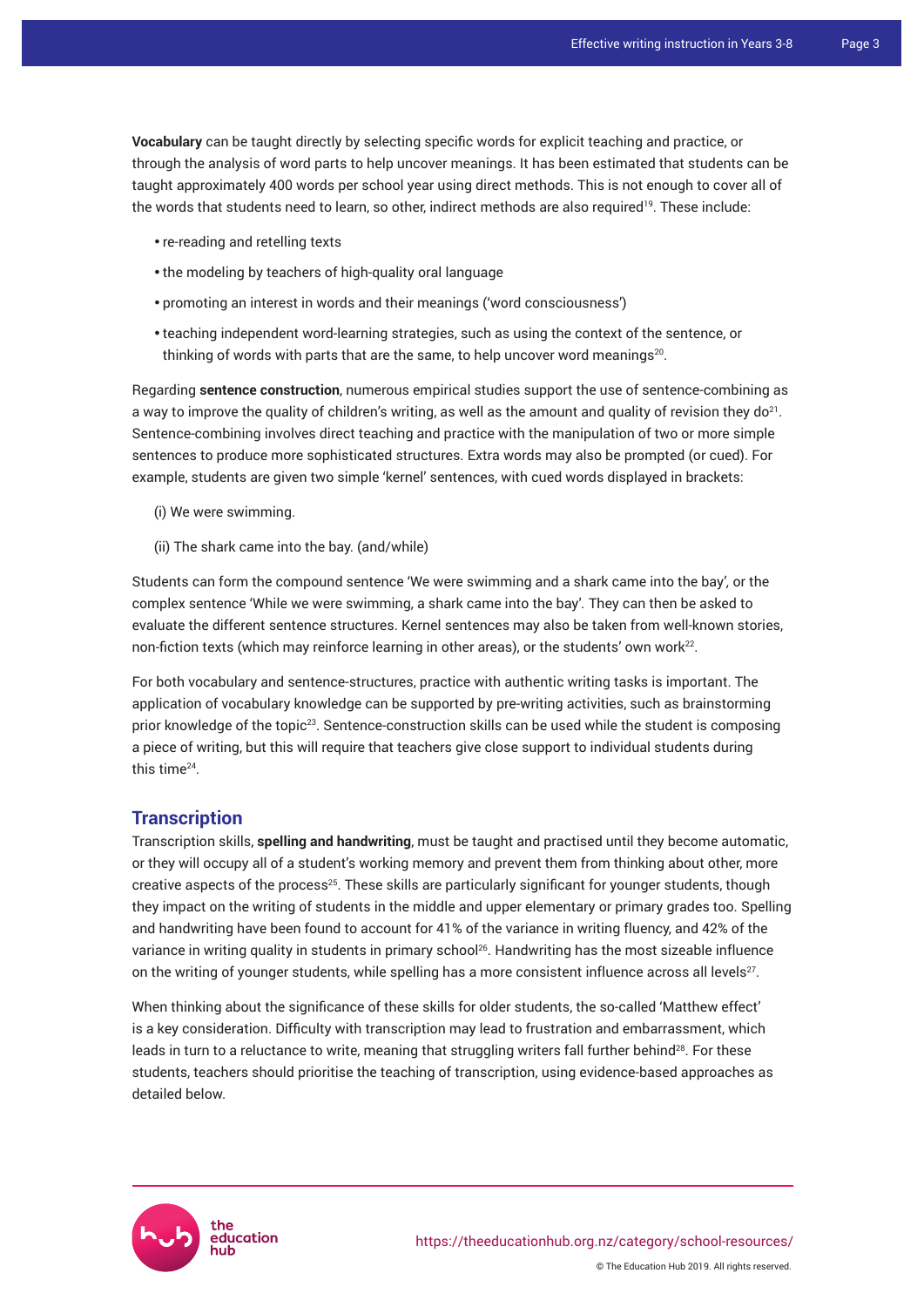**Vocabulary** can be taught directly by selecting specific words for explicit teaching and practice, or through the analysis of word parts to help uncover meanings. It has been estimated that students can be taught approximately 400 words per school year using direct methods. This is not enough to cover all of the words that students need to learn, so other, indirect methods are also required[19]. These include:

- re-reading and retelling texts
- the modeling by teachers of high-quality oral language
- promoting an interest in words and their meanings ('word consciousness')
- teaching independent word-learning strategies, such as using the context of the sentence, or thinking of words with parts that are the same, to help uncover word meanings[20].

Regarding **sentence construction**, numerous empirical studies support the use of sentence-combining as a way to improve the quality of children's writing, as well as the amount and quality of revision they do[21]. Sentence-combining involves direct teaching and practice with the manipulation of two or more simple sentences to produce more sophisticated structures. Extra words may also be prompted (or cued). For example, students are given two simple 'kernel' sentences, with cued words displayed in brackets:

(i) We were swimming.

(ii) The shark came into the bay. (and/while)

Students can form the compound sentence 'We were swimming and a shark came into the bay', or the complex sentence 'While we were swimming, a shark came into the bay'. They can then be asked to evaluate the different sentence structures. Kernel sentences may also be taken from well-known stories, non-fiction texts (which may reinforce learning in other areas), or the students' own work[22].

For both vocabulary and sentence-structures, practice with authentic writing tasks is important. The application of vocabulary knowledge can be supported by pre-writing activities, such as brainstorming prior knowledge of the topic[23]. Sentence-construction skills can be used while the student is composing a piece of writing, but this will require that teachers give close support to individual students during this time[24].

## Transcription

Transcription skills, **spelling and handwriting**, must be taught and practised until they become automatic, or they will occupy all of a student's working memory and prevent them from thinking about other, more creative aspects of the process[25]. These skills are particularly significant for younger students, though they impact on the writing of students in the middle and upper elementary or primary grades too. Spelling and handwriting have been found to account for 41% of the variance in writing fluency, and 42% of the variance in writing quality in students in primary school[26]. Handwriting has the most sizeable influence on the writing of younger students, while spelling has a more consistent influence across all levels[27].

When thinking about the significance of these skills for older students, the so-called 'Matthew effect' is a key consideration. Difficulty with transcription may lead to frustration and embarrassment, which leads in turn to a reluctance to write, meaning that struggling writers fall further behind[28]. For these students, teachers should prioritise the teaching of transcription, using evidence-based approaches as detailed below.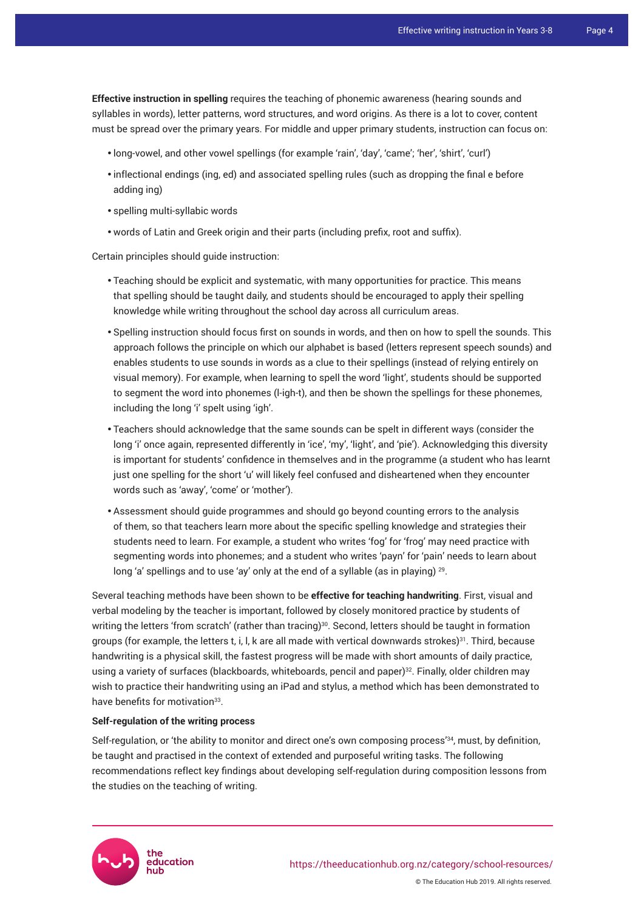**Effective instruction in spelling** requires the teaching of phonemic awareness (hearing sounds and syllables in words), letter patterns, word structures, and word origins. As there is a lot to cover, content must be spread over the primary years. For middle and upper primary students, instruction can focus on:

- long-vowel, and other vowel spellings (for example 'rain', 'day', 'came'; 'her', 'shirt', 'curl')
- inflectional endings (ing, ed) and associated spelling rules (such as dropping the final e before adding ing)
- spelling multi-syllabic words
- words of Latin and Greek origin and their parts (including prefix, root and suffix).

Certain principles should guide instruction:

- Teaching should be explicit and systematic, with many opportunities for practice. This means that spelling should be taught daily, and students should be encouraged to apply their spelling knowledge while writing throughout the school day across all curriculum areas.
- Spelling instruction should focus first on sounds in words, and then on how to spell the sounds. This approach follows the principle on which our alphabet is based (letters represent speech sounds) and enables students to use sounds in words as a clue to their spellings (instead of relying entirely on visual memory). For example, when learning to spell the word 'light', students should be supported to segment the word into phonemes (l-igh-t), and then be shown the spellings for these phonemes, including the long 'i' spelt using 'igh'.
- Teachers should acknowledge that the same sounds can be spelt in different ways (consider the long 'i' once again, represented differently in 'ice', 'my', 'light', and 'pie'). Acknowledging this diversity is important for students' confidence in themselves and in the programme (a student who has learnt just one spelling for the short 'u' will likely feel confused and disheartened when they encounter words such as 'away', 'come' or 'mother').
- Assessment should guide programmes and should go beyond counting errors to the analysis of them, so that teachers learn more about the specific spelling knowledge and strategies their students need to learn. For example, a student who writes 'fog' for 'frog' may need practice with segmenting words into phonemes; and a student who writes 'payn' for 'pain' needs to learn about long 'a' spellings and to use 'ay' only at the end of a syllable (as in playing) [29].

Several teaching methods have been shown to be **effective for teaching handwriting**. First, visual and verbal modeling by the teacher is important, followed by closely monitored practice by students of writing the letters 'from scratch' (rather than tracing)[30]. Second, letters should be taught in formation groups (for example, the letters t, i, l, k are all made with vertical downwards strokes)[31]. Third, because handwriting is a physical skill, the fastest progress will be made with short amounts of daily practice, using a variety of surfaces (blackboards, whiteboards, pencil and paper)[32]. Finally, older children may wish to practice their handwriting using an iPad and stylus, a method which has been demonstrated to have benefits for motivation[33].

**Self-regulation of the writing process**

Self-regulation, or 'the ability to monitor and direct one's own composing process'[34], must, by definition, be taught and practised in the context of extended and purposeful writing tasks. The following recommendations reflect key findings about developing self-regulation during composition lessons from the studies on the teaching of writing.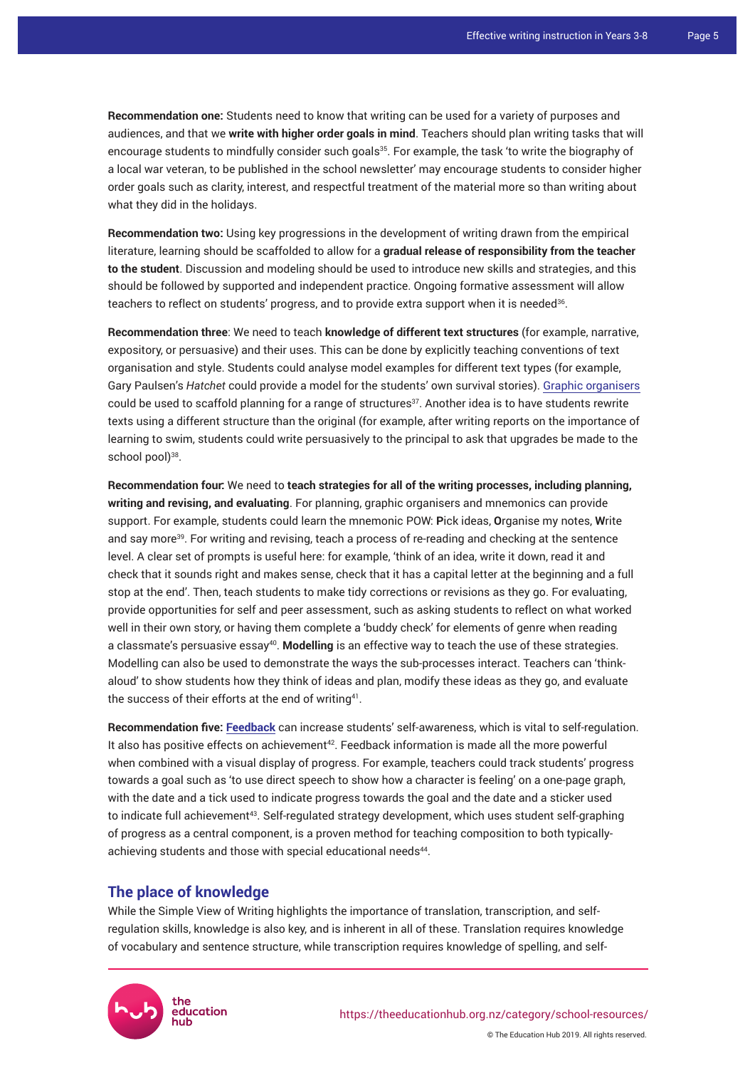**Recommendation one:** Students need to know that writing can be used for a variety of purposes and audiences, and that we **write with higher order goals in mind**. Teachers should plan writing tasks that will encourage students to mindfully consider such goals[35]. For example, the task 'to write the biography of a local war veteran, to be published in the school newsletter' may encourage students to consider higher order goals such as clarity, interest, and respectful treatment of the material more so than writing about what they did in the holidays.

**Recommendation two:** Using key progressions in the development of writing drawn from the empirical literature, learning should be scaffolded to allow for a **gradual release of responsibility from the teacher to the student**. Discussion and modeling should be used to introduce new skills and strategies, and this should be followed by supported and independent practice. Ongoing formative assessment will allow teachers to reflect on students' progress, and to provide extra support when it is needed[36].

**Recommendation three**: We need to teach **knowledge of different text structures** (for example, narrative, expository, or persuasive) and their uses. This can be done by explicitly teaching conventions of text organisation and style. Students could analyse model examples for different text types (for example, Gary Paulsen's *Hatchet* could provide a model for the students' own survival stories). Graphic organisers could be used to scaffold planning for a range of structures[37]. Another idea is to have students rewrite texts using a different structure than the original (for example, after writing reports on the importance of learning to swim, students could write persuasively to the principal to ask that upgrades be made to the school pool)[38].

**Recommendation four:** We need to **teach strategies for all of the writing processes, including planning, writing and revising, and evaluating**. For planning, graphic organisers and mnemonics can provide support. For example, students could learn the mnemonic POW: **P**ick ideas, **O**rganise my notes, **W**rite and say more[39]. For writing and revising, teach a process of re-reading and checking at the sentence level. A clear set of prompts is useful here: for example, 'think of an idea, write it down, read it and check that it sounds right and makes sense, check that it has a capital letter at the beginning and a full stop at the end'. Then, teach students to make tidy corrections or revisions as they go. For evaluating, provide opportunities for self and peer assessment, such as asking students to reflect on what worked well in their own story, or having them complete a 'buddy check' for elements of genre when reading a classmate's persuasive essay[40]. **Modelling** is an effective way to teach the use of these strategies. Modelling can also be used to demonstrate the ways the sub-processes interact. Teachers can 'think-aloud' to show students how they think of ideas and plan, modify these ideas as they go, and evaluate the success of their efforts at the end of writing[41].

**Recommendation five: Feedback** can increase students' self-awareness, which is vital to self-regulation. It also has positive effects on achievement[42]. Feedback information is made all the more powerful when combined with a visual display of progress. For example, teachers could track students' progress towards a goal such as 'to use direct speech to show how a character is feeling' on a one-page graph, with the date and a tick used to indicate progress towards the goal and the date and a sticker used to indicate full achievement[43]. Self-regulated strategy development, which uses student self-graphing of progress as a central component, is a proven method for teaching composition to both typically-achieving students and those with special educational needs[44].

## The place of knowledge

While the Simple View of Writing highlights the importance of translation, transcription, and self-regulation skills, knowledge is also key, and is inherent in all of these. Translation requires knowledge of vocabulary and sentence structure, while transcription requires knowledge of spelling, and self-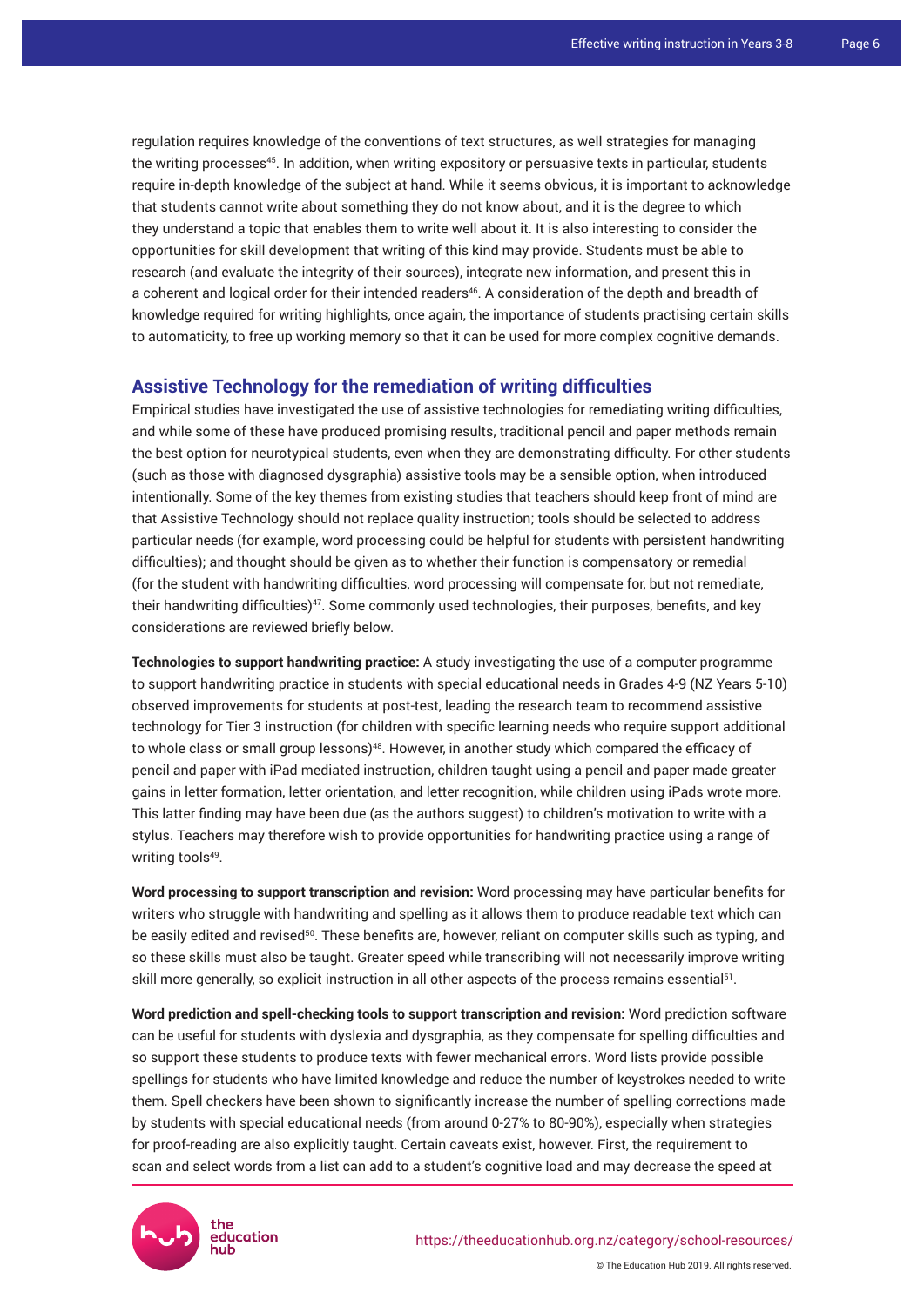regulation requires knowledge of the conventions of text structures, as well strategies for managing the writing processes[45]. In addition, when writing expository or persuasive texts in particular, students require in-depth knowledge of the subject at hand. While it seems obvious, it is important to acknowledge that students cannot write about something they do not know about, and it is the degree to which they understand a topic that enables them to write well about it. It is also interesting to consider the opportunities for skill development that writing of this kind may provide. Students must be able to research (and evaluate the integrity of their sources), integrate new information, and present this in a coherent and logical order for their intended readers[46]. A consideration of the depth and breadth of knowledge required for writing highlights, once again, the importance of students practising certain skills to automaticity, to free up working memory so that it can be used for more complex cognitive demands.

## Assistive Technology for the remediation of writing difficulties

Empirical studies have investigated the use of assistive technologies for remediating writing difficulties, and while some of these have produced promising results, traditional pencil and paper methods remain the best option for neurotypical students, even when they are demonstrating difficulty. For other students (such as those with diagnosed dysgraphia) assistive tools may be a sensible option, when introduced intentionally. Some of the key themes from existing studies that teachers should keep front of mind are that Assistive Technology should not replace quality instruction; tools should be selected to address particular needs (for example, word processing could be helpful for students with persistent handwriting difficulties); and thought should be given as to whether their function is compensatory or remedial (for the student with handwriting difficulties, word processing will compensate for, but not remediate, their handwriting difficulties)[47]. Some commonly used technologies, their purposes, benefits, and key considerations are reviewed briefly below.

**Technologies to support handwriting practice:** A study investigating the use of a computer programme to support handwriting practice in students with special educational needs in Grades 4-9 (NZ Years 5-10) observed improvements for students at post-test, leading the research team to recommend assistive technology for Tier 3 instruction (for children with specific learning needs who require support additional to whole class or small group lessons)[48]. However, in another study which compared the efficacy of pencil and paper with iPad mediated instruction, children taught using a pencil and paper made greater gains in letter formation, letter orientation, and letter recognition, while children using iPads wrote more. This latter finding may have been due (as the authors suggest) to children's motivation to write with a stylus. Teachers may therefore wish to provide opportunities for handwriting practice using a range of writing tools[49].

**Word processing to support transcription and revision:** Word processing may have particular benefits for writers who struggle with handwriting and spelling as it allows them to produce readable text which can be easily edited and revised[50]. These benefits are, however, reliant on computer skills such as typing, and so these skills must also be taught. Greater speed while transcribing will not necessarily improve writing skill more generally, so explicit instruction in all other aspects of the process remains essential[51].

**Word prediction and spell-checking tools to support transcription and revision:** Word prediction software can be useful for students with dyslexia and dysgraphia, as they compensate for spelling difficulties and so support these students to produce texts with fewer mechanical errors. Word lists provide possible spellings for students who have limited knowledge and reduce the number of keystrokes needed to write them. Spell checkers have been shown to significantly increase the number of spelling corrections made by students with special educational needs (from around 0-27% to 80-90%), especially when strategies for proof-reading are also explicitly taught. Certain caveats exist, however. First, the requirement to scan and select words from a list can add to a student's cognitive load and may decrease the speed at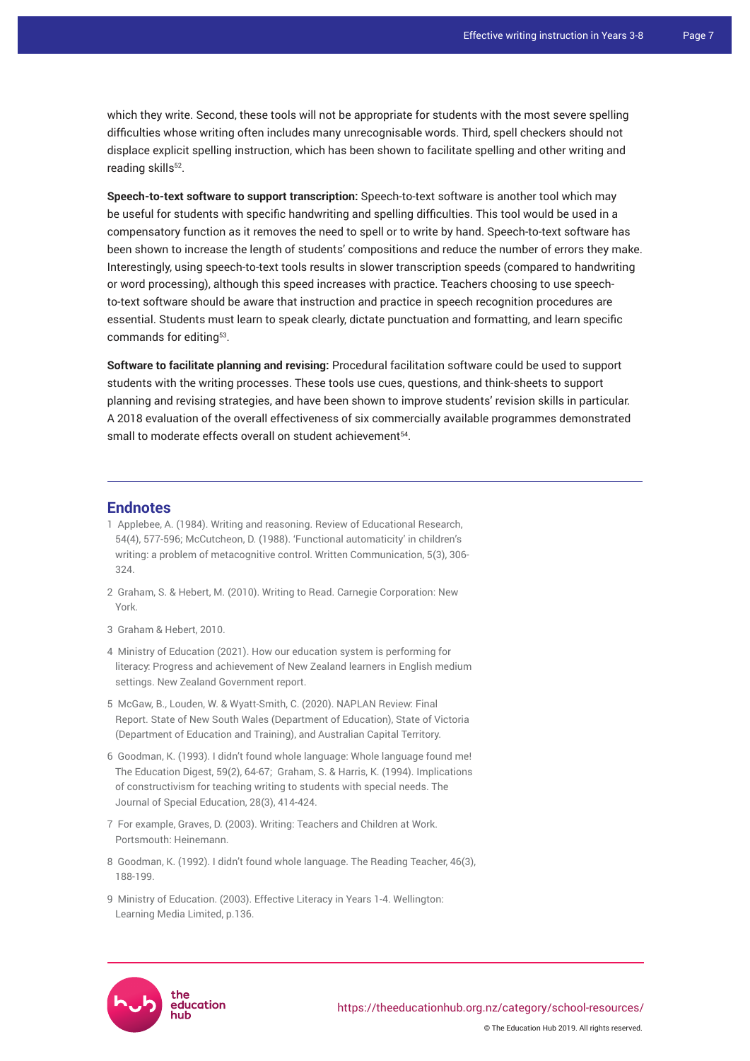which they write. Second, these tools will not be appropriate for students with the most severe spelling difficulties whose writing often includes many unrecognisable words. Third, spell checkers should not displace explicit spelling instruction, which has been shown to facilitate spelling and other writing and reading skills[52].

**Speech-to-text software to support transcription:** Speech-to-text software is another tool which may be useful for students with specific handwriting and spelling difficulties. This tool would be used in a compensatory function as it removes the need to spell or to write by hand. Speech-to-text software has been shown to increase the length of students' compositions and reduce the number of errors they make. Interestingly, using speech-to-text tools results in slower transcription speeds (compared to handwriting or word processing), although this speed increases with practice. Teachers choosing to use speech-to-text software should be aware that instruction and practice in speech recognition procedures are essential. Students must learn to speak clearly, dictate punctuation and formatting, and learn specific commands for editing[53].

**Software to facilitate planning and revising:** Procedural facilitation software could be used to support students with the writing processes. These tools use cues, questions, and think-sheets to support planning and revising strategies, and have been shown to improve students' revision skills in particular. A 2018 evaluation of the overall effectiveness of six commercially available programmes demonstrated small to moderate effects overall on student achievement[54].

## Endnotes

1. Applebee, A. (1984). Writing and reasoning. Review of Educational Research, 54(4), 577-596; McCutcheon, D. (1988). 'Functional automaticity' in children's writing: a problem of metacognitive control. Written Communication, 5(3), 306-324.
2. Graham, S. & Hebert, M. (2010). Writing to Read. Carnegie Corporation: New York.
3. Graham & Hebert, 2010.
4. Ministry of Education (2021). How our education system is performing for literacy: Progress and achievement of New Zealand learners in English medium settings. New Zealand Government report.
5. McGaw, B., Louden, W. & Wyatt-Smith, C. (2020). NAPLAN Review: Final Report. State of New South Wales (Department of Education), State of Victoria (Department of Education and Training), and Australian Capital Territory.
6. Goodman, K. (1993). I didn't found whole language: Whole language found me! The Education Digest, 59(2), 64-67; Graham, S. & Harris, K. (1994). Implications of constructivism for teaching writing to students with special needs. The Journal of Special Education, 28(3), 414-424.
7. For example, Graves, D. (2003). Writing: Teachers and Children at Work. Portsmouth: Heinemann.
8. Goodman, K. (1992). I didn't found whole language. The Reading Teacher, 46(3), 188-199.
9. Ministry of Education. (2003). Effective Literacy in Years 1-4. Wellington: Learning Media Limited, p.136.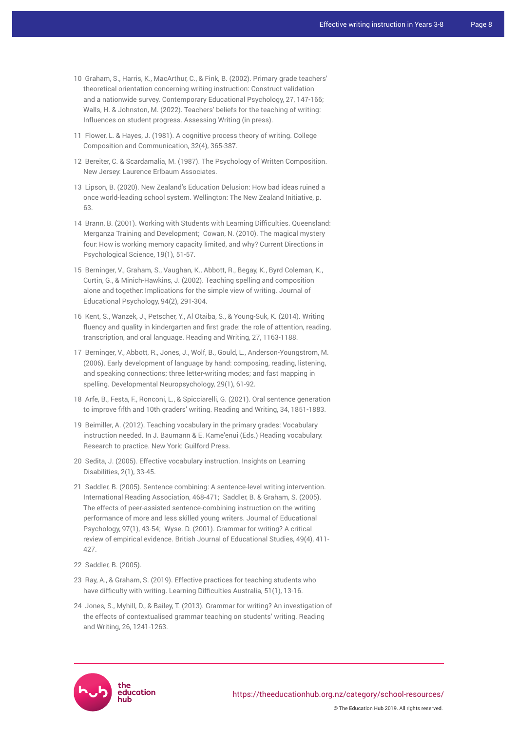10 Graham, S., Harris, K., MacArthur, C., & Fink, B. (2002). Primary grade teachers' theoretical orientation concerning writing instruction: Construct validation and a nationwide survey. Contemporary Educational Psychology, 27, 147-166; Walls, H. & Johnston, M. (2022). Teachers' beliefs for the teaching of writing: Influences on student progress. Assessing Writing (in press).

11 Flower, L. & Hayes, J. (1981). A cognitive process theory of writing. College Composition and Communication, 32(4), 365-387.

12 Bereiter, C. & Scardamalia, M. (1987). The Psychology of Written Composition. New Jersey: Laurence Erlbaum Associates.

13 Lipson, B. (2020). New Zealand's Education Delusion: How bad ideas ruined a once world-leading school system. Wellington: The New Zealand Initiative, p. 63.

14 Brann, B. (2001). Working with Students with Learning Difficulties. Queensland: Merganza Training and Development; Cowan, N. (2010). The magical mystery four: How is working memory capacity limited, and why? Current Directions in Psychological Science, 19(1), 51-57.

15 Berninger, V., Graham, S., Vaughan, K., Abbott, R., Begay, K., Byrd Coleman, K., Curtin, G., & Minich-Hawkins, J. (2002). Teaching spelling and composition alone and together: Implications for the simple view of writing. Journal of Educational Psychology, 94(2), 291-304.

16 Kent, S., Wanzek, J., Petscher, Y., Al Otaiba, S., & Young-Suk, K. (2014). Writing fluency and quality in kindergarten and first grade: the role of attention, reading, transcription, and oral language. Reading and Writing, 27, 1163-1188.

17 Berninger, V., Abbott, R., Jones, J., Wolf, B., Gould, L., Anderson-Youngstrom, M. (2006). Early development of language by hand: composing, reading, listening, and speaking connections; three letter-writing modes; and fast mapping in spelling. Developmental Neuropsychology, 29(1), 61-92.

18 Arfe, B., Festa, F., Ronconi, L., & Spicciarelli, G. (2021). Oral sentence generation to improve fifth and 10th graders' writing. Reading and Writing, 34, 1851-1883.

19 Beimiller, A. (2012). Teaching vocabulary in the primary grades: Vocabulary instruction needed. In J. Baumann & E. Kame'enui (Eds.) Reading vocabulary: Research to practice. New York: Guilford Press.

20 Sedita, J. (2005). Effective vocabulary instruction. Insights on Learning Disabilities, 2(1), 33-45.

21 Saddler, B. (2005). Sentence combining: A sentence-level writing intervention. International Reading Association, 468-471; Saddler, B. & Graham, S. (2005). The effects of peer-assisted sentence-combining instruction on the writing performance of more and less skilled young writers. Journal of Educational Psychology, 97(1), 43-54; Wyse. D. (2001). Grammar for writing? A critical review of empirical evidence. British Journal of Educational Studies, 49(4), 411-427.

22 Saddler, B. (2005).

23 Ray, A., & Graham, S. (2019). Effective practices for teaching students who have difficulty with writing. Learning Difficulties Australia, 51(1), 13-16.

24 Jones, S., Myhill, D., & Bailey, T. (2013). Grammar for writing? An investigation of the effects of contextualised grammar teaching on students' writing. Reading and Writing, 26, 1241-1263.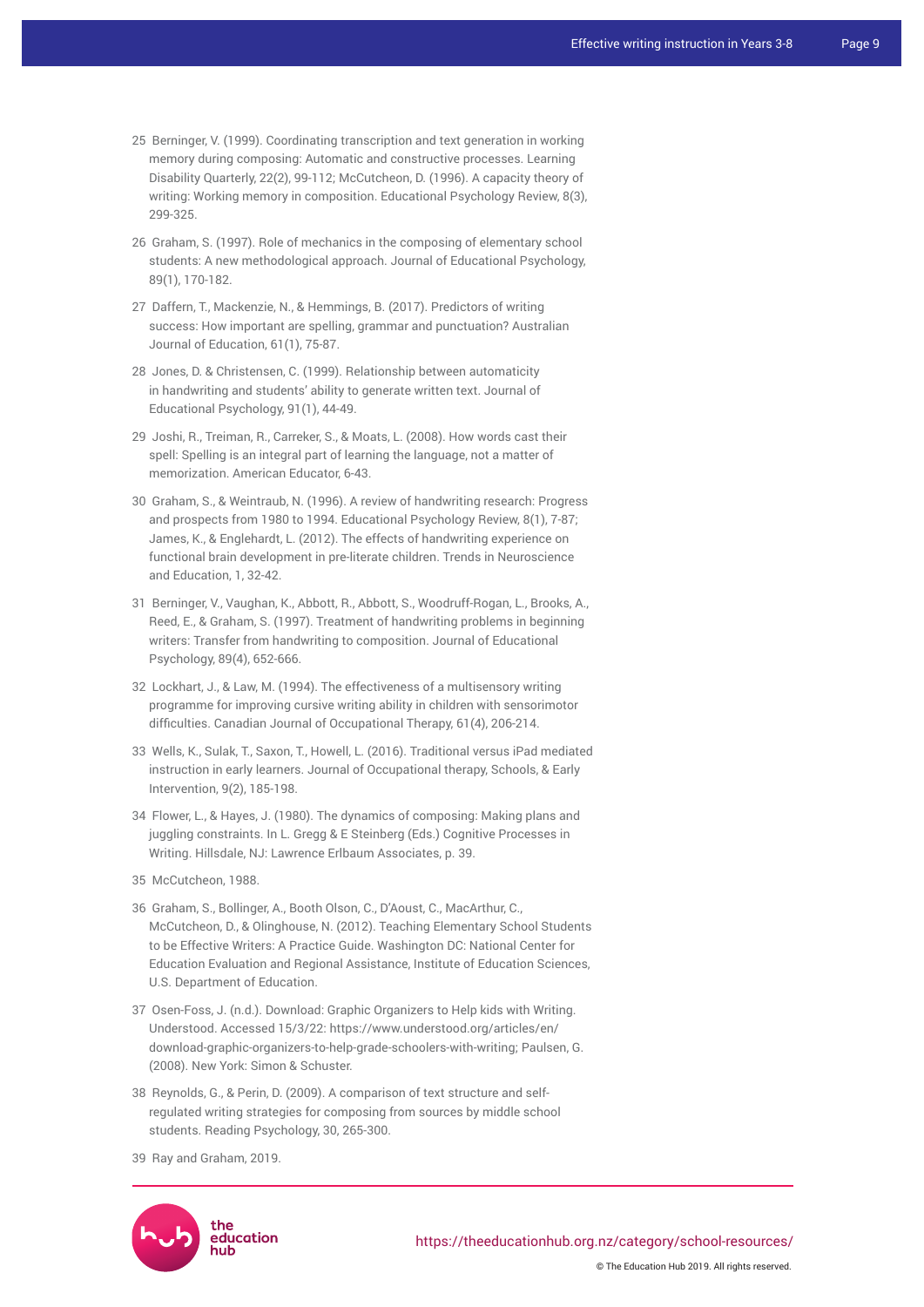25 Berninger, V. (1999). Coordinating transcription and text generation in working memory during composing: Automatic and constructive processes. Learning Disability Quarterly, 22(2), 99-112; McCutcheon, D. (1996). A capacity theory of writing: Working memory in composition. Educational Psychology Review, 8(3), 299-325.

26 Graham, S. (1997). Role of mechanics in the composing of elementary school students: A new methodological approach. Journal of Educational Psychology, 89(1), 170-182.

27 Daffern, T., Mackenzie, N., & Hemmings, B. (2017). Predictors of writing success: How important are spelling, grammar and punctuation? Australian Journal of Education, 61(1), 75-87.

28 Jones, D. & Christensen, C. (1999). Relationship between automaticity in handwriting and students' ability to generate written text. Journal of Educational Psychology, 91(1), 44-49.

29 Joshi, R., Treiman, R., Carreker, S., & Moats, L. (2008). How words cast their spell: Spelling is an integral part of learning the language, not a matter of memorization. American Educator, 6-43.

30 Graham, S., & Weintraub, N. (1996). A review of handwriting research: Progress and prospects from 1980 to 1994. Educational Psychology Review, 8(1), 7-87; James, K., & Englehardt, L. (2012). The effects of handwriting experience on functional brain development in pre-literate children. Trends in Neuroscience and Education, 1, 32-42.

31 Berninger, V., Vaughan, K., Abbott, R., Abbott, S., Woodruff-Rogan, L., Brooks, A., Reed, E., & Graham, S. (1997). Treatment of handwriting problems in beginning writers: Transfer from handwriting to composition. Journal of Educational Psychology, 89(4), 652-666.

32 Lockhart, J., & Law, M. (1994). The effectiveness of a multisensory writing programme for improving cursive writing ability in children with sensorimotor difficulties. Canadian Journal of Occupational Therapy, 61(4), 206-214.

33 Wells, K., Sulak, T., Saxon, T., Howell, L. (2016). Traditional versus iPad mediated instruction in early learners. Journal of Occupational therapy, Schools, & Early Intervention, 9(2), 185-198.

34 Flower, L., & Hayes, J. (1980). The dynamics of composing: Making plans and juggling constraints. In L. Gregg & E Steinberg (Eds.) Cognitive Processes in Writing. Hillsdale, NJ: Lawrence Erlbaum Associates, p. 39.

35 McCutcheon, 1988.

36 Graham, S., Bollinger, A., Booth Olson, C., D'Aoust, C., MacArthur, C., McCutcheon, D., & Olinghouse, N. (2012). Teaching Elementary School Students to be Effective Writers: A Practice Guide. Washington DC: National Center for Education Evaluation and Regional Assistance, Institute of Education Sciences, U.S. Department of Education.

37 Osen-Foss, J. (n.d.). Download: Graphic Organizers to Help kids with Writing. Understood. Accessed 15/3/22: https://www.understood.org/articles/en/download-graphic-organizers-to-help-grade-schoolers-with-writing; Paulsen, G. (2008). New York: Simon & Schuster.

38 Reynolds, G., & Perin, D. (2009). A comparison of text structure and self-regulated writing strategies for composing from sources by middle school students. Reading Psychology, 30, 265-300.

39 Ray and Graham, 2019.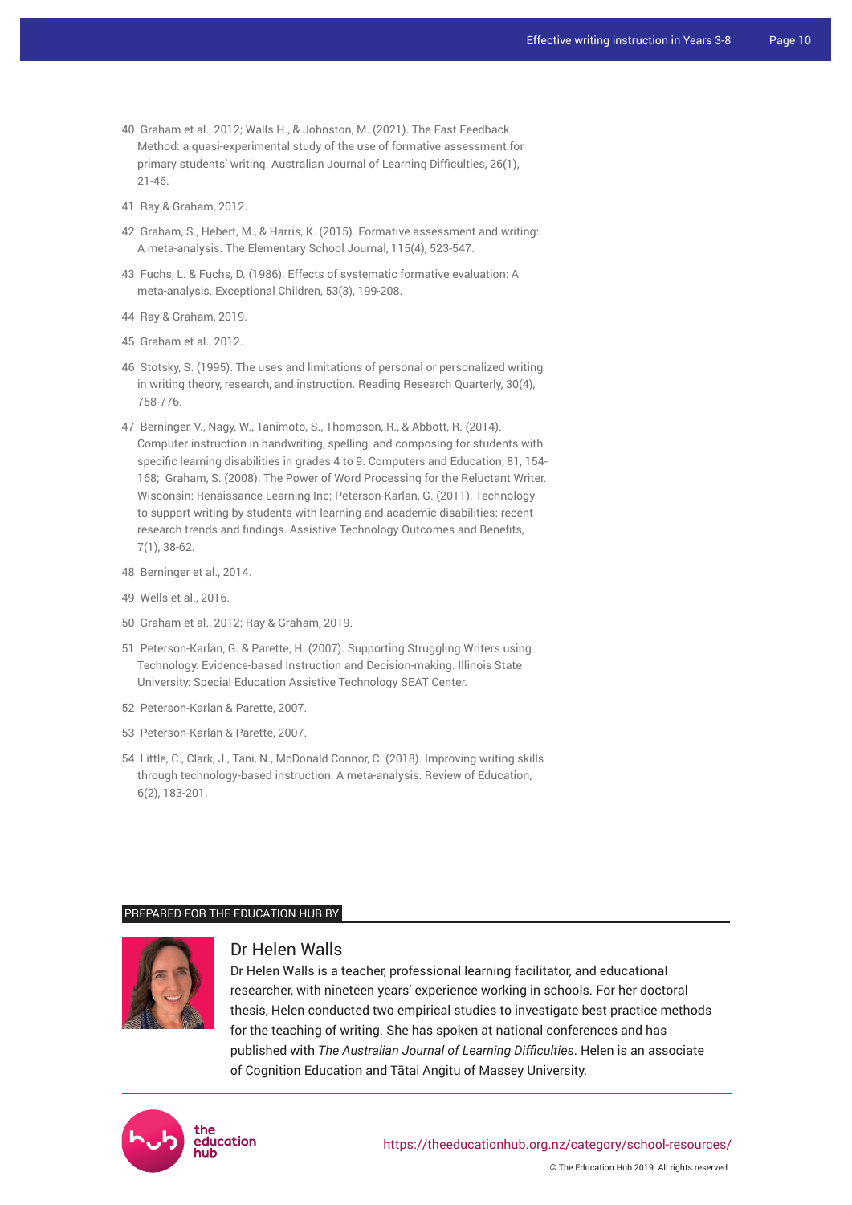40 Graham et al., 2012; Walls H., & Johnston, M. (2021). The Fast Feedback Method: a quasi-experimental study of the use of formative assessment for primary students' writing. Australian Journal of Learning Difficulties, 26(1), 21-46.

41 Ray & Graham, 2012.

42 Graham, S., Hebert, M., & Harris, K. (2015). Formative assessment and writing: A meta-analysis. The Elementary School Journal, 115(4), 523-547.

43 Fuchs, L. & Fuchs, D. (1986). Effects of systematic formative evaluation: A meta-analysis. Exceptional Children, 53(3), 199-208.

44 Ray & Graham, 2019.

45 Graham et al., 2012.

46 Stotsky, S. (1995). The uses and limitations of personal or personalized writing in writing theory, research, and instruction. Reading Research Quarterly, 30(4), 758-776.

47 Berninger, V., Nagy, W., Tanimoto, S., Thompson, R., & Abbott, R. (2014). Computer instruction in handwriting, spelling, and composing for students with specific learning disabilities in grades 4 to 9. Computers and Education, 81, 154-168; Graham, S. (2008). The Power of Word Processing for the Reluctant Writer. Wisconsin: Renaissance Learning Inc; Peterson-Karlan, G. (2011). Technology to support writing by students with learning and academic disabilities: recent research trends and findings. Assistive Technology Outcomes and Benefits, 7(1), 38-62.

48 Berninger et al., 2014.

49 Wells et al., 2016.

50 Graham et al., 2012; Ray & Graham, 2019.

51 Peterson-Karlan, G. & Parette, H. (2007). Supporting Struggling Writers using Technology: Evidence-based Instruction and Decision-making. Illinois State University: Special Education Assistive Technology SEAT Center.

52 Peterson-Karlan & Parette, 2007.

53 Peterson-Karlan & Parette, 2007.

54 Little, C., Clark, J., Tani, N., McDonald Connor, C. (2018). Improving writing skills through technology-based instruction: A meta-analysis. Review of Education, 6(2), 183-201.

PREPARED FOR THE EDUCATION HUB BY

## Dr Helen Walls

Dr Helen Walls is a teacher, professional learning facilitator, and educational researcher, with nineteen years' experience working in schools. For her doctoral thesis, Helen conducted two empirical studies to investigate best practice methods for the teaching of writing. She has spoken at national conferences and has published with *The Australian Journal of Learning Difficulties*. Helen is an associate of Cognition Education and Tātai Angitu of Massey University.

the education hub

https://theeducationhub.org.nz/category/school-resources/

© The Education Hub 2019. All rights reserved.